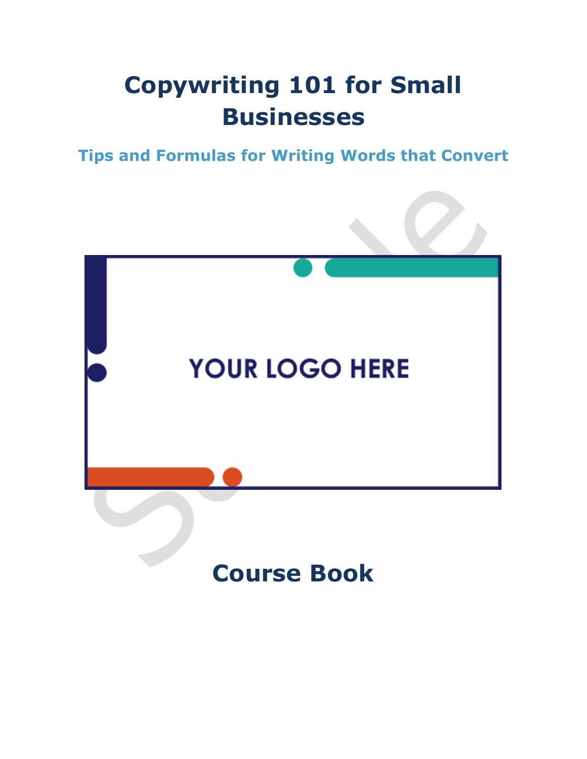# Copywriting 101 for Small Businesses

## Tips and Formulas for Writing Words that Convert

YOUR LOGO HERE

## Course Book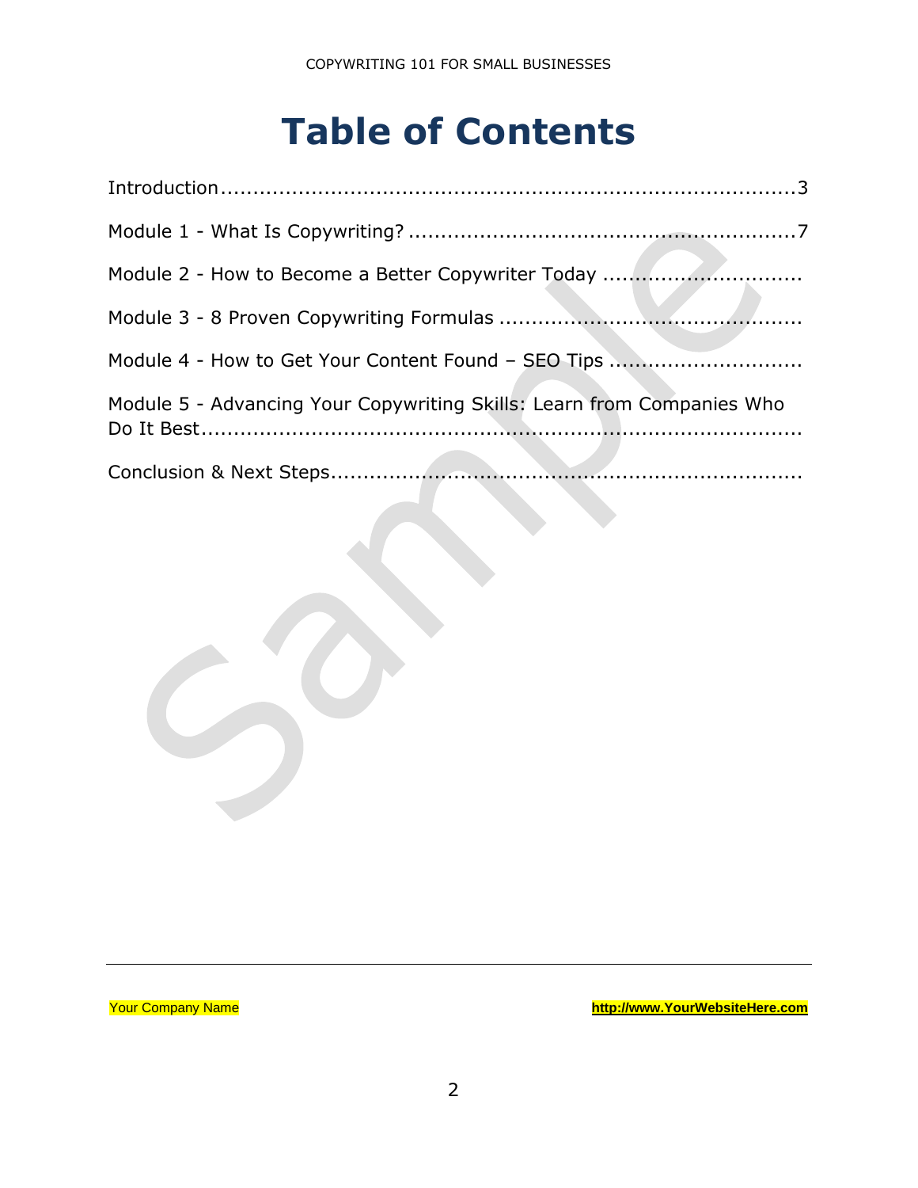# Table of Contents

Introduction.......................................................................................3

Module 1 - What Is Copywriting? ..........................................................7

Module 2 - How to Become a Better Copywriter Today ..............................

Module 3 - 8 Proven Copywriting Formulas ..............................................

Module 4 - How to Get Your Content Found – SEO Tips .............................

Module 5 - Advancing Your Copywriting Skills: Learn from Companies Who Do It Best.............................................................................................

Conclusion & Next Steps.........................................................................

Your Company Name http://www.YourWebsiteHere.com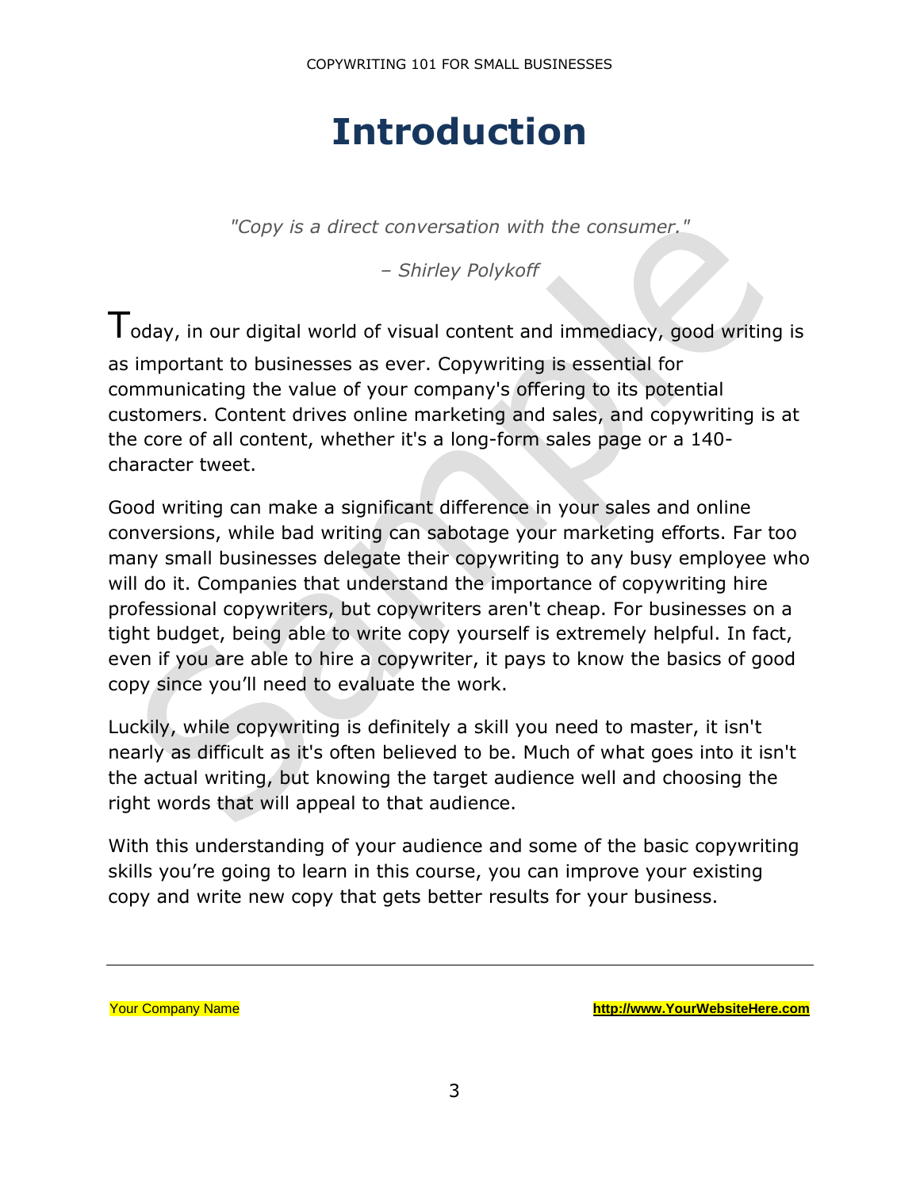# Introduction

*"Copy is a direct conversation with the consumer."*

*– Shirley Polykoff*

Today, in our digital world of visual content and immediacy, good writing is as important to businesses as ever. Copywriting is essential for communicating the value of your company's offering to its potential customers. Content drives online marketing and sales, and copywriting is at the core of all content, whether it's a long-form sales page or a 140-character tweet.

Good writing can make a significant difference in your sales and online conversions, while bad writing can sabotage your marketing efforts. Far too many small businesses delegate their copywriting to any busy employee who will do it. Companies that understand the importance of copywriting hire professional copywriters, but copywriters aren't cheap. For businesses on a tight budget, being able to write copy yourself is extremely helpful. In fact, even if you are able to hire a copywriter, it pays to know the basics of good copy since you'll need to evaluate the work.

Luckily, while copywriting is definitely a skill you need to master, it isn't nearly as difficult as it's often believed to be. Much of what goes into it isn't the actual writing, but knowing the target audience well and choosing the right words that will appeal to that audience.

With this understanding of your audience and some of the basic copywriting skills you're going to learn in this course, you can improve your existing copy and write new copy that gets better results for your business.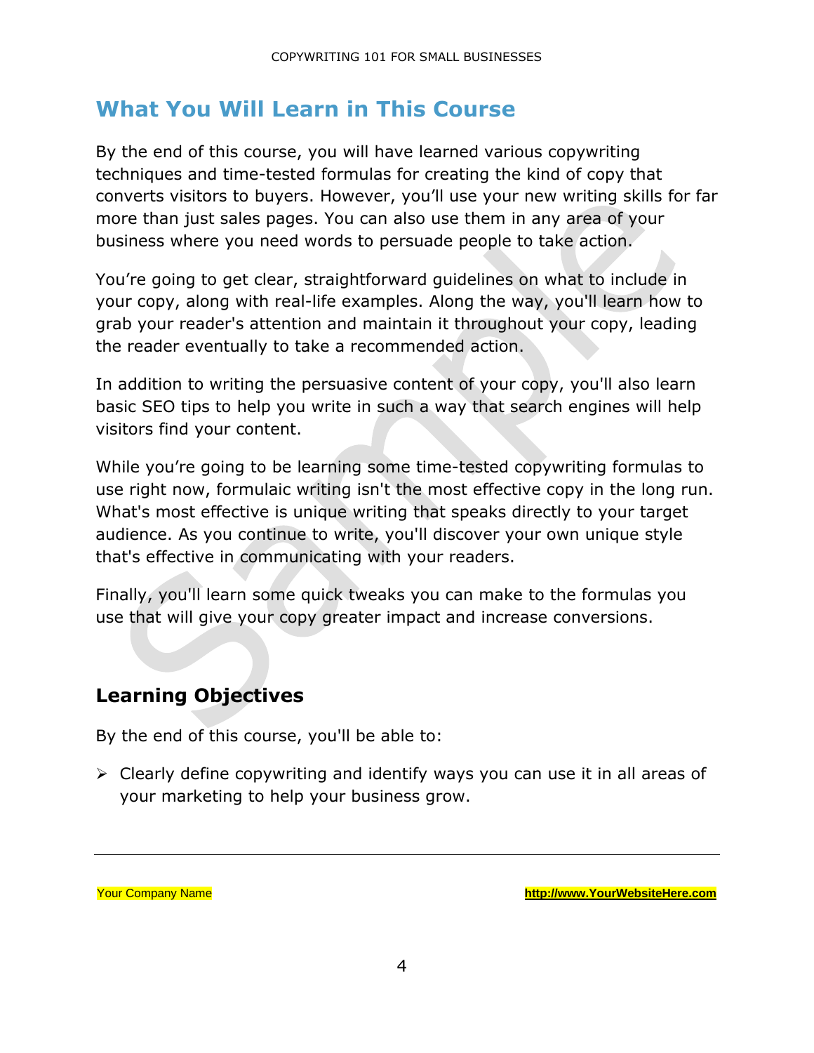## What You Will Learn in This Course

By the end of this course, you will have learned various copywriting techniques and time-tested formulas for creating the kind of copy that converts visitors to buyers. However, you'll use your new writing skills for far more than just sales pages. You can also use them in any area of your business where you need words to persuade people to take action.

You're going to get clear, straightforward guidelines on what to include in your copy, along with real-life examples. Along the way, you'll learn how to grab your reader's attention and maintain it throughout your copy, leading the reader eventually to take a recommended action.

In addition to writing the persuasive content of your copy, you'll also learn basic SEO tips to help you write in such a way that search engines will help visitors find your content.

While you're going to be learning some time-tested copywriting formulas to use right now, formulaic writing isn't the most effective copy in the long run. What's most effective is unique writing that speaks directly to your target audience. As you continue to write, you'll discover your own unique style that's effective in communicating with your readers.

Finally, you'll learn some quick tweaks you can make to the formulas you use that will give your copy greater impact and increase conversions.

### Learning Objectives

By the end of this course, you'll be able to:

- Clearly define copywriting and identify ways you can use it in all areas of your marketing to help your business grow.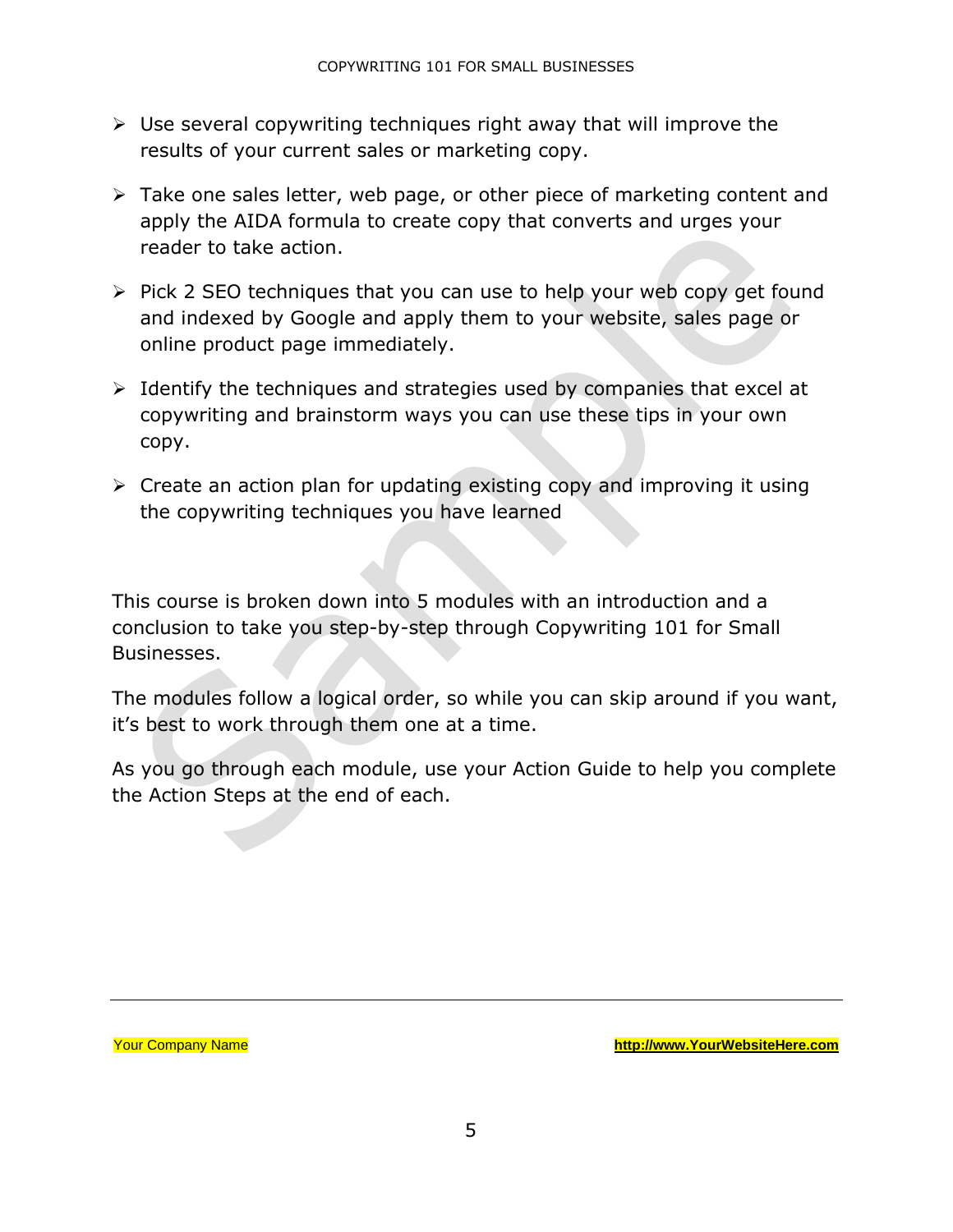- Use several copywriting techniques right away that will improve the results of your current sales or marketing copy.

- Take one sales letter, web page, or other piece of marketing content and apply the AIDA formula to create copy that converts and urges your reader to take action.

- Pick 2 SEO techniques that you can use to help your web copy get found and indexed by Google and apply them to your website, sales page or online product page immediately.

- Identify the techniques and strategies used by companies that excel at copywriting and brainstorm ways you can use these tips in your own copy.

- Create an action plan for updating existing copy and improving it using the copywriting techniques you have learned

This course is broken down into 5 modules with an introduction and a conclusion to take you step-by-step through Copywriting 101 for Small Businesses.

The modules follow a logical order, so while you can skip around if you want, it’s best to work through them one at a time.

As you go through each module, use your Action Guide to help you complete the Action Steps at the end of each.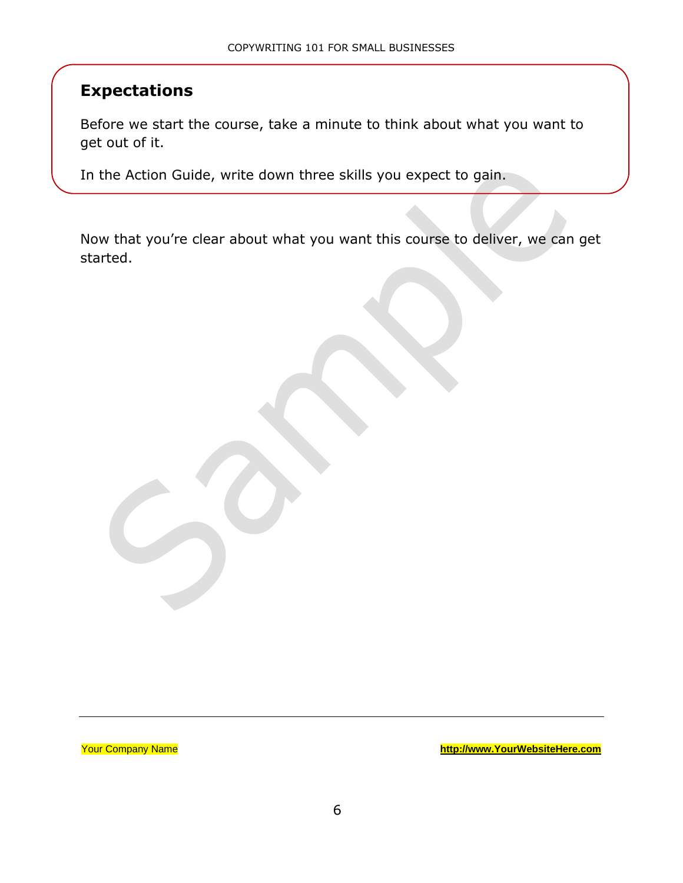## Expectations

Before we start the course, take a minute to think about what you want to get out of it.

In the Action Guide, write down three skills you expect to gain.

Now that you're clear about what you want this course to deliver, we can get started.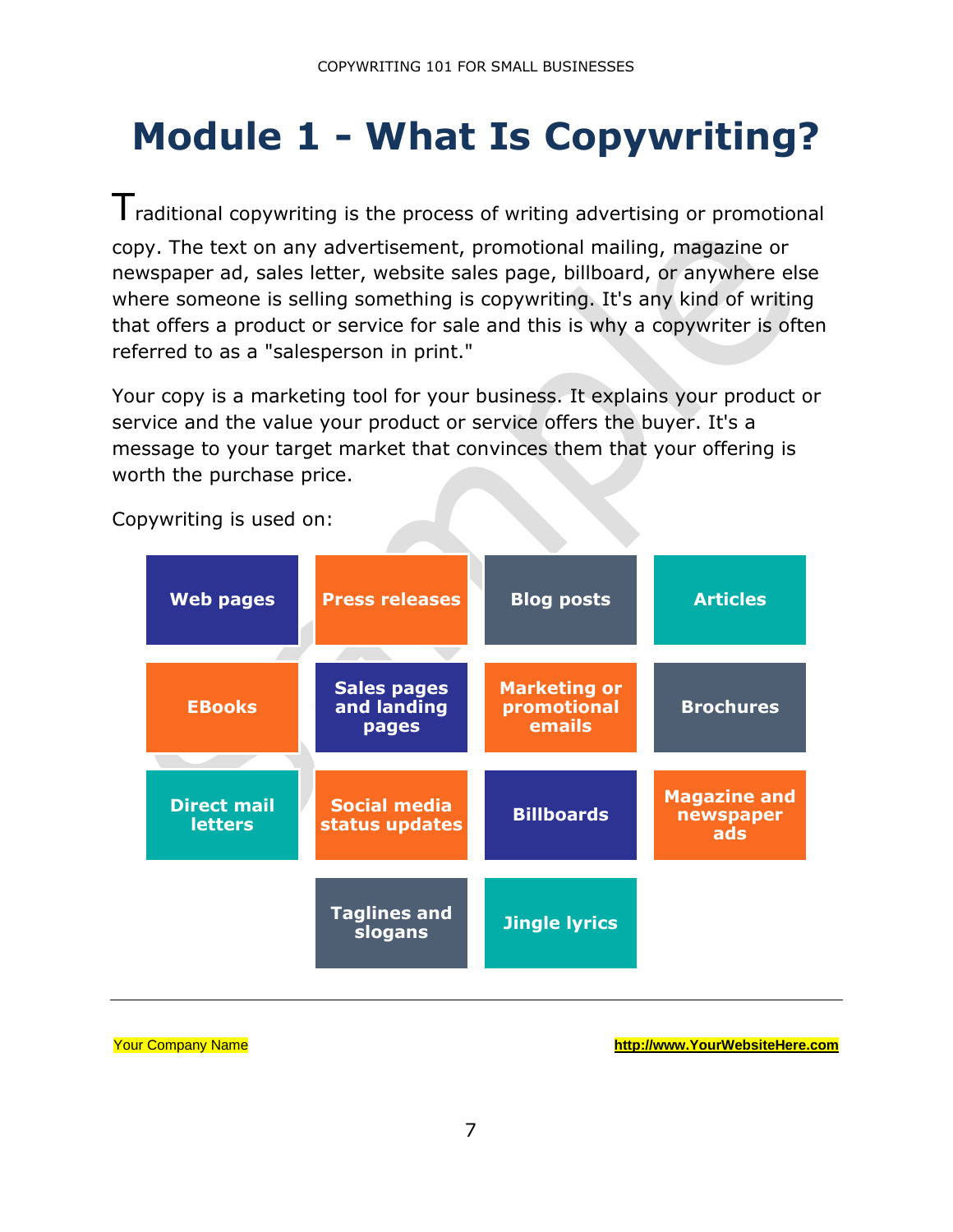# Module 1 - What Is Copywriting?

Traditional copywriting is the process of writing advertising or promotional copy. The text on any advertisement, promotional mailing, magazine or newspaper ad, sales letter, website sales page, billboard, or anywhere else where someone is selling something is copywriting. It's any kind of writing that offers a product or service for sale and this is why a copywriter is often referred to as a "salesperson in print."

Your copy is a marketing tool for your business. It explains your product or service and the value your product or service offers the buyer. It's a message to your target market that convinces them that your offering is worth the purchase price.

Copywriting is used on:

- **Web pages**
- **Press releases**
- **Blog posts**
- **Articles**
- **EBooks**
- **Sales pages and landing pages**
- **Marketing or promotional emails**
- **Brochures**
- **Direct mail letters**
- **Social media status updates**
- **Billboards**
- **Magazine and newspaper ads**
- **Taglines and slogans**
- **Jingle lyrics**

Your Company Name http://www.YourWebsiteHere.com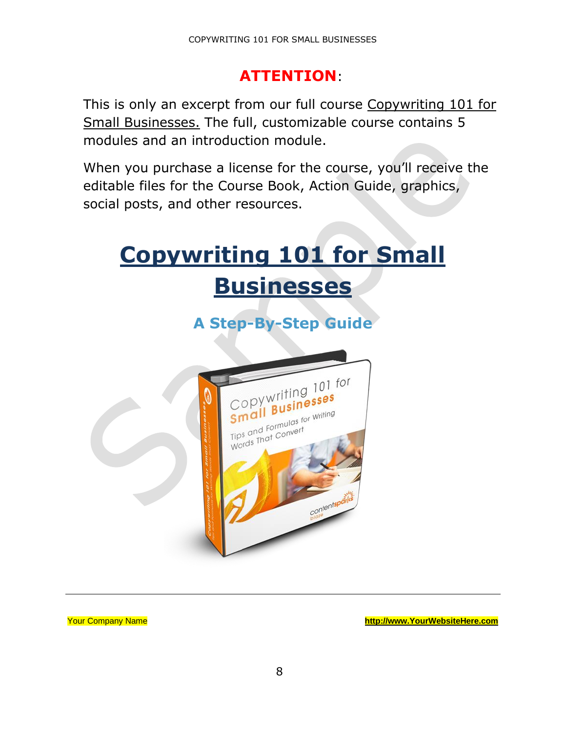**ATTENTION**:

This is only an excerpt from our full course Copywriting 101 for Small Businesses. The full, customizable course contains 5 modules and an introduction module.

When you purchase a license for the course, you'll receive the editable files for the Course Book, Action Guide, graphics, social posts, and other resources.

# Copywriting 101 for Small Businesses

## A Step-By-Step Guide